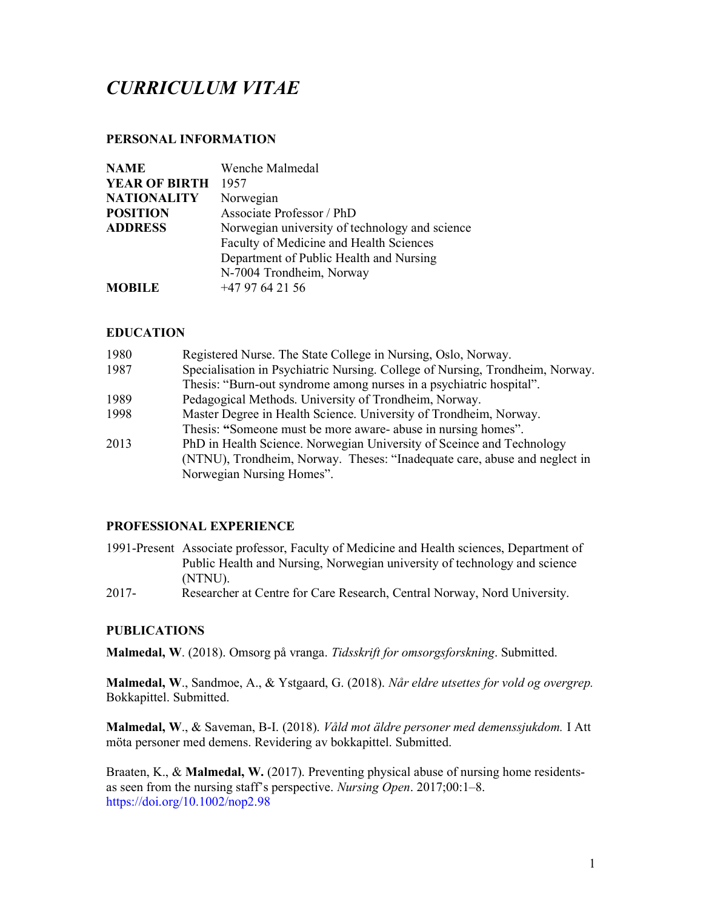# *CURRICULUM VITAE*

## PERSONAL INFORMATION

| | |
|---|---|
| **NAME** | Wenche Malmedal |
| **YEAR OF BIRTH** | 1957 |
| **NATIONALITY** | Norwegian |
| **POSITION** | Associate Professor / PhD |
| **ADDRESS** | Norwegian university of technology and science<br>Faculty of Medicine and Health Sciences<br>Department of Public Health and Nursing<br>N-7004 Trondheim, Norway |
| **MOBILE** | +47 97 64 21 56 |

## EDUCATION

| | |
|---|---|
| 1980 | Registered Nurse. The State College in Nursing, Oslo, Norway. |
| 1987 | Specialisation in Psychiatric Nursing. College of Nursing, Trondheim, Norway. Thesis: "Burn-out syndrome among nurses in a psychiatric hospital". |
| 1989 | Pedagogical Methods. University of Trondheim, Norway. |
| 1998 | Master Degree in Health Science. University of Trondheim, Norway. Thesis: **"**Someone must be more aware- abuse in nursing homes". |
| 2013 | PhD in Health Science. Norwegian University of Sceince and Technology (NTNU), Trondheim, Norway. Theses: "Inadequate care, abuse and neglect in Norwegian Nursing Homes". |

## PROFESSIONAL EXPERIENCE

| | |
|---|---|
| 1991-Present | Associate professor, Faculty of Medicine and Health sciences, Department of Public Health and Nursing, Norwegian university of technology and science (NTNU). |
| 2017- | Researcher at Centre for Care Research, Central Norway, Nord University. |

## PUBLICATIONS

**Malmedal, W**. (2018). Omsorg på vranga. *Tidsskrift for omsorgsforskning*. Submitted.

**Malmedal, W**., Sandmoe, A., & Ystgaard, G. (2018). *Når eldre utsettes for vold og overgrep.* Bokkapittel. Submitted.

**Malmedal, W**., & Saveman, B-I. (2018). *Våld mot äldre personer med demenssjukdom.* I Att möta personer med demens. Revidering av bokkapittel. Submitted.

Braaten, K., & **Malmedal, W.** (2017). Preventing physical abuse of nursing home residents- as seen from the nursing staff's perspective. *Nursing Open*. 2017;00:1–8. https://doi.org/10.1002/nop2.98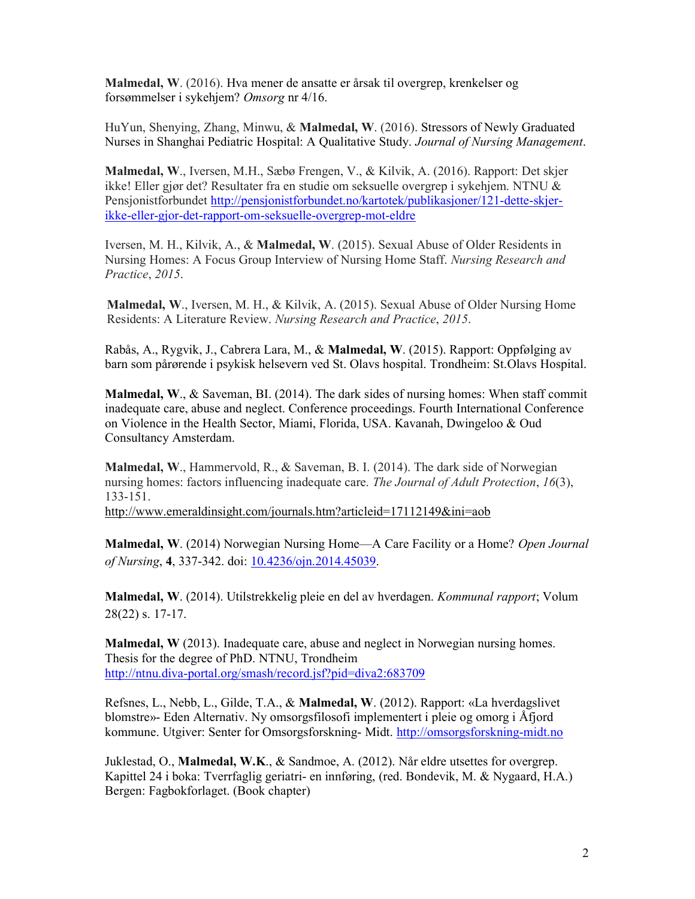**Malmedal, W**. (2016). Hva mener de ansatte er årsak til overgrep, krenkelser og forsømmelser i sykehjem? *Omsorg* nr 4/16.

HuYun, Shenying, Zhang, Minwu, & **Malmedal, W**. (2016). Stressors of Newly Graduated Nurses in Shanghai Pediatric Hospital: A Qualitative Study. *Journal of Nursing Management*.

**Malmedal, W**., Iversen, M.H., Sæbø Frengen, V., & Kilvik, A. (2016). Rapport: Det skjer ikke! Eller gjør det? Resultater fra en studie om seksuelle overgrep i sykehjem. NTNU & Pensjonistforbundet http://pensjonistforbundet.no/kartotek/publikasjoner/121-dette-skjer-ikke-eller-gjor-det-rapport-om-seksuelle-overgrep-mot-eldre

Iversen, M. H., Kilvik, A., & **Malmedal, W**. (2015). Sexual Abuse of Older Residents in Nursing Homes: A Focus Group Interview of Nursing Home Staff. *Nursing Research and Practice*, *2015*.

**Malmedal, W**., Iversen, M. H., & Kilvik, A. (2015). Sexual Abuse of Older Nursing Home Residents: A Literature Review. *Nursing Research and Practice*, *2015*.

Rabås, A., Rygvik, J., Cabrera Lara, M., & **Malmedal, W**. (2015). Rapport: Oppfølging av barn som pårørende i psykisk helsevern ved St. Olavs hospital. Trondheim: St.Olavs Hospital.

**Malmedal, W**., & Saveman, BI. (2014). The dark sides of nursing homes: When staff commit inadequate care, abuse and neglect. Conference proceedings. Fourth International Conference on Violence in the Health Sector, Miami, Florida, USA. Kavanah, Dwingeloo & Oud Consultancy Amsterdam.

**Malmedal, W**., Hammervold, R., & Saveman, B. I. (2014). The dark side of Norwegian nursing homes: factors influencing inadequate care. *The Journal of Adult Protection*, *16*(3), 133-151.
http://www.emeraldinsight.com/journals.htm?articleid=17112149&ini=aob

**Malmedal, W**. (2014) Norwegian Nursing Home—A Care Facility or a Home? *Open Journal of Nursing*, **4**, 337-342. doi: 10.4236/ojn.2014.45039.

**Malmedal, W**. (2014). Utilstrekkelig pleie en del av hverdagen. *Kommunal rapport*; Volum 28(22) s. 17-17.

**Malmedal, W** (2013). Inadequate care, abuse and neglect in Norwegian nursing homes. Thesis for the degree of PhD. NTNU, Trondheim
http://ntnu.diva-portal.org/smash/record.jsf?pid=diva2:683709

Refsnes, L., Nebb, L., Gilde, T.A., & **Malmedal, W**. (2012). Rapport: «La hverdagslivet blomstre»- Eden Alternativ. Ny omsorgsfilosofi implementert i pleie og omorg i Åfjord kommune. Utgiver: Senter for Omsorgsforskning- Midt. http://omsorgsforskning-midt.no

Juklestad, O., **Malmedal, W.K**., & Sandmoe, A. (2012). Når eldre utsettes for overgrep. Kapittel 24 i boka: Tverrfaglig geriatri- en innføring, (red. Bondevik, M. & Nygaard, H.A.) Bergen: Fagbokforlaget. (Book chapter)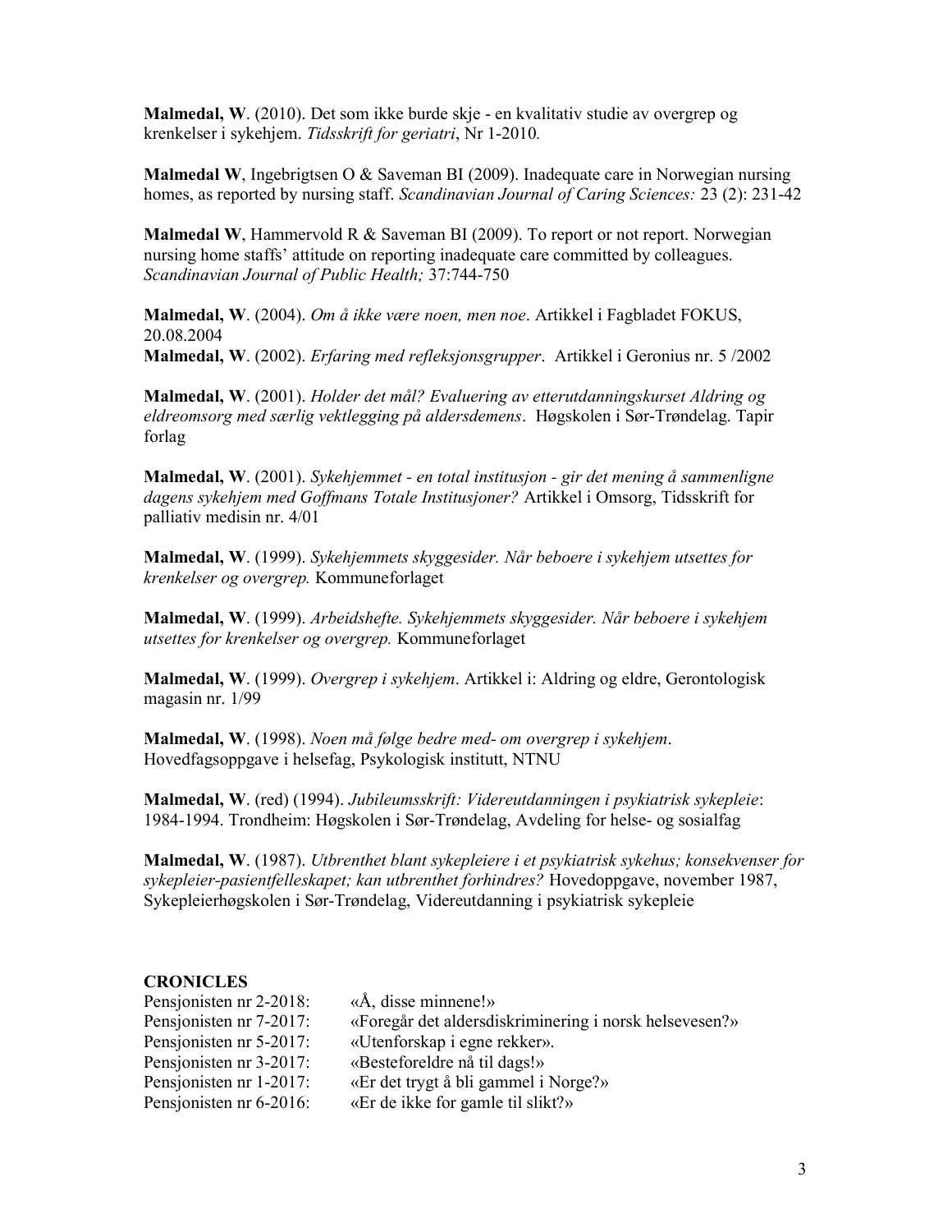**Malmedal, W**. (2010). Det som ikke burde skje - en kvalitativ studie av overgrep og krenkelser i sykehjem. *Tidsskrift for geriatri*, Nr 1-2010.

**Malmedal W**, Ingebrigtsen O & Saveman BI (2009). Inadequate care in Norwegian nursing homes, as reported by nursing staff. *Scandinavian Journal of Caring Sciences:* 23 (2): 231-42

**Malmedal W**, Hammervold R & Saveman BI (2009). To report or not report. Norwegian nursing home staffs' attitude on reporting inadequate care committed by colleagues. *Scandinavian Journal of Public Health;* 37:744-750

**Malmedal, W**. (2004). *Om å ikke være noen, men noe*. Artikkel i Fagbladet FOKUS, 20.08.2004

**Malmedal, W**. (2002). *Erfaring med refleksjonsgrupper*. Artikkel i Geronius nr. 5 /2002

**Malmedal, W**. (2001). *Holder det mål? Evaluering av etterutdanningskurset Aldring og eldreomsorg med særlig vektlegging på aldersdemens*. Høgskolen i Sør-Trøndelag. Tapir forlag

**Malmedal, W**. (2001). *Sykehjemmet - en total institusjon - gir det mening å sammenligne dagens sykehjem med Goffmans Totale Institusjoner?* Artikkel i Omsorg, Tidsskrift for palliativ medisin nr. 4/01

**Malmedal, W**. (1999). *Sykehjemmets skyggesider. Når beboere i sykehjem utsettes for krenkelser og overgrep.* Kommuneforlaget

**Malmedal, W**. (1999). *Arbeidshefte. Sykehjemmets skyggesider. Når beboere i sykehjem utsettes for krenkelser og overgrep.* Kommuneforlaget

**Malmedal, W**. (1999). *Overgrep i sykehjem*. Artikkel i: Aldring og eldre, Gerontologisk magasin nr. 1/99

**Malmedal, W**. (1998). *Noen må følge bedre med- om overgrep i sykehjem*. Hovedfagsoppgave i helsefag, Psykologisk institutt, NTNU

**Malmedal, W**. (red) (1994). *Jubileumsskrift: Videreutdanningen i psykiatrisk sykepleie*: 1984-1994. Trondheim: Høgskolen i Sør-Trøndelag, Avdeling for helse- og sosialfag

**Malmedal, W**. (1987). *Utbrenthet blant sykepleiere i et psykiatrisk sykehus; konsekvenser for sykepleier-pasientfelleskapet; kan utbrenthet forhindres?* Hovedoppgave, november 1987, Sykepleierhøgskolen i Sør-Trøndelag, Videreutdanning i psykiatrisk sykepleie

**CRONICLES**

Pensjonisten nr 2-2018: «Å, disse minnene!»
Pensjonisten nr 7-2017: «Foregår det aldersdiskriminering i norsk helsevesen?»
Pensjonisten nr 5-2017: «Utenforskap i egne rekker».
Pensjonisten nr 3-2017: «Besteforeldre nå til dags!»
Pensjonisten nr 1-2017: «Er det trygt å bli gammel i Norge?»
Pensjonisten nr 6-2016: «Er de ikke for gamle til slikt?»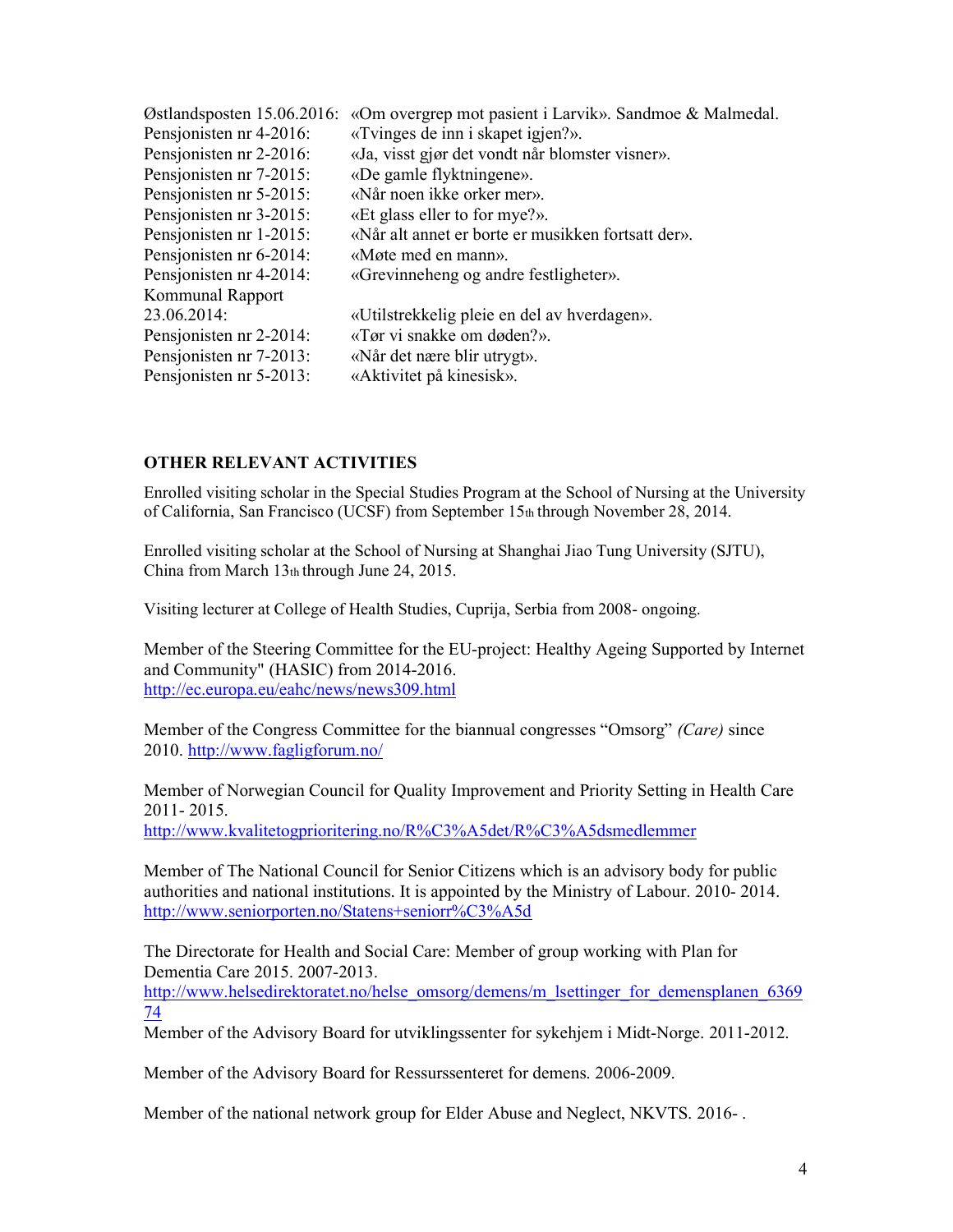| | |
|---|---|
| Østlandsposten 15.06.2016: | «Om overgrep mot pasient i Larvik». Sandmoe & Malmedal. |
| Pensjonisten nr 4-2016: | «Tvinges de inn i skapet igjen?». |
| Pensjonisten nr 2-2016: | «Ja, visst gjør det vondt når blomster visner». |
| Pensjonisten nr 7-2015: | «De gamle flyktningene». |
| Pensjonisten nr 5-2015: | «Når noen ikke orker mer». |
| Pensjonisten nr 3-2015: | «Et glass eller to for mye?». |
| Pensjonisten nr 1-2015: | «Når alt annet er borte er musikken fortsatt der». |
| Pensjonisten nr 6-2014: | «Møte med en mann». |
| Pensjonisten nr 4-2014: | «Grevinneheng og andre festligheter». |
| Kommunal Rapport 23.06.2014: | «Utilstrekkelig pleie en del av hverdagen». |
| Pensjonisten nr 2-2014: | «Tør vi snakke om døden?». |
| Pensjonisten nr 7-2013: | «Når det nære blir utrygt». |
| Pensjonisten nr 5-2013: | «Aktivitet på kinesisk». |

**OTHER RELEVANT ACTIVITIES**

Enrolled visiting scholar in the Special Studies Program at the School of Nursing at the University of California, San Francisco (UCSF) from September 15th through November 28, 2014.

Enrolled visiting scholar at the School of Nursing at Shanghai Jiao Tung University (SJTU), China from March 13th through June 24, 2015.

Visiting lecturer at College of Health Studies, Cuprija, Serbia from 2008- ongoing.

Member of the Steering Committee for the EU-project: Healthy Ageing Supported by Internet and Community" (HASIC) from 2014-2016.
http://ec.europa.eu/eahc/news/news309.html

Member of the Congress Committee for the biannual congresses "Omsorg" *(Care)* since 2010. http://www.fagligforum.no/

Member of Norwegian Council for Quality Improvement and Priority Setting in Health Care 2011- 2015.
http://www.kvalitetogprioritering.no/R%C3%A5det/R%C3%A5dsmedlemmer

Member of The National Council for Senior Citizens which is an advisory body for public authorities and national institutions. It is appointed by the Ministry of Labour. 2010- 2014.
http://www.seniorporten.no/Statens+seniorr%C3%A5d

The Directorate for Health and Social Care: Member of group working with Plan for Dementia Care 2015. 2007-2013.
http://www.helsedirektoratet.no/helse_omsorg/demens/m_lsettinger_for_demensplanen_636974

Member of the Advisory Board for utviklingssenter for sykehjem i Midt-Norge. 2011-2012.

Member of the Advisory Board for Ressurssenteret for demens. 2006-2009.

Member of the national network group for Elder Abuse and Neglect, NKVTS. 2016- .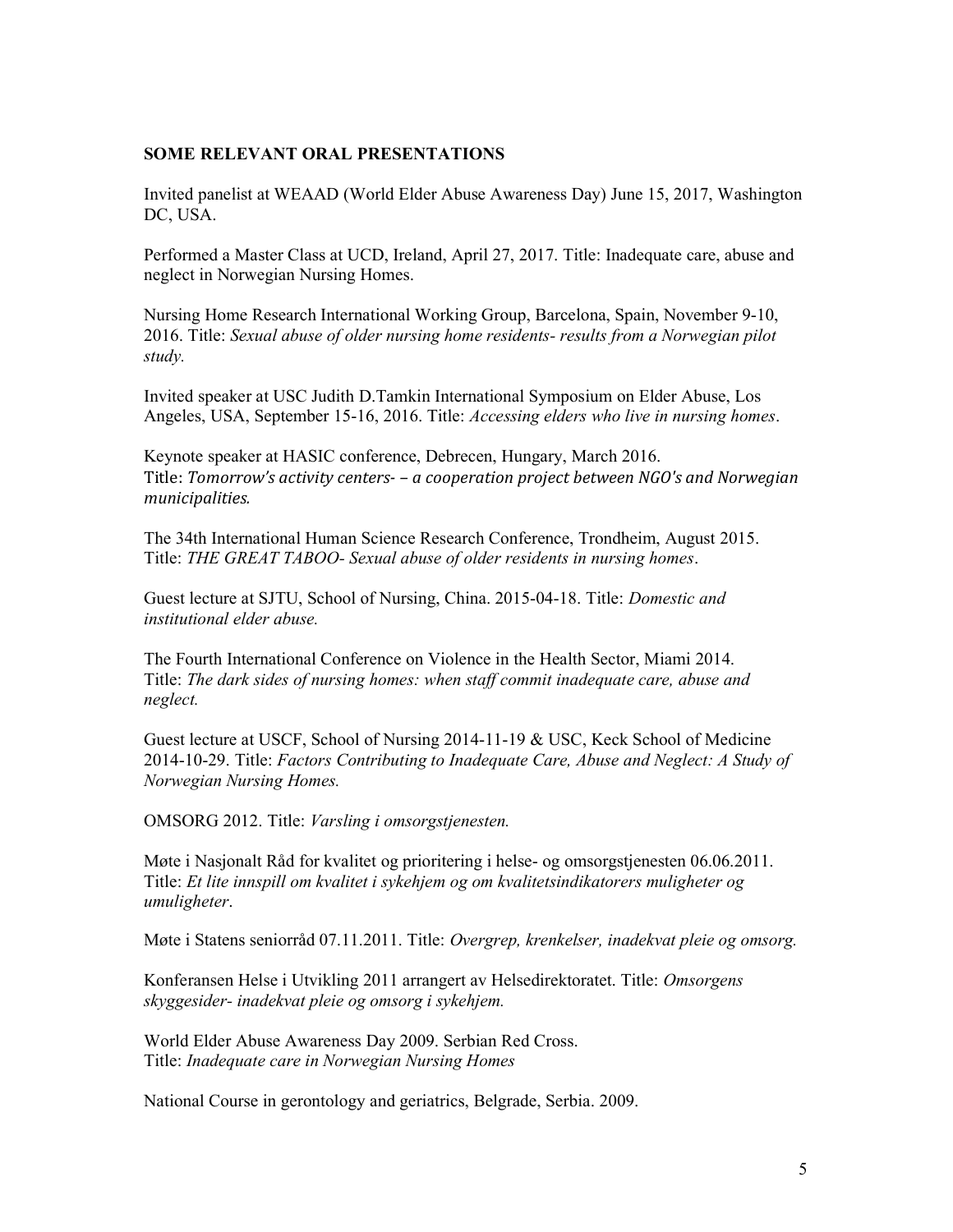**SOME RELEVANT ORAL PRESENTATIONS**

Invited panelist at WEAAD (World Elder Abuse Awareness Day) June 15, 2017, Washington DC, USA.

Performed a Master Class at UCD, Ireland, April 27, 2017. Title: Inadequate care, abuse and neglect in Norwegian Nursing Homes.

Nursing Home Research International Working Group, Barcelona, Spain, November 9-10, 2016. Title: *Sexual abuse of older nursing home residents- results from a Norwegian pilot study.*

Invited speaker at USC Judith D.Tamkin International Symposium on Elder Abuse, Los Angeles, USA, September 15-16, 2016. Title: *Accessing elders who live in nursing homes*.

Keynote speaker at HASIC conference, Debrecen, Hungary, March 2016.
Title: *Tomorrow's activity centers- – a cooperation project between NGO's and Norwegian municipalities.*

The 34th International Human Science Research Conference, Trondheim, August 2015.
Title: *THE GREAT TABOO- Sexual abuse of older residents in nursing homes*.

Guest lecture at SJTU, School of Nursing, China. 2015-04-18. Title: *Domestic and institutional elder abuse.*

The Fourth International Conference on Violence in the Health Sector, Miami 2014.
Title: *The dark sides of nursing homes: when staff commit inadequate care, abuse and neglect.*

Guest lecture at USCF, School of Nursing 2014-11-19 & USC, Keck School of Medicine 2014-10-29. Title: *Factors Contributing to Inadequate Care, Abuse and Neglect: A Study of Norwegian Nursing Homes.*

OMSORG 2012. Title: *Varsling i omsorgstjenesten.*

Møte i Nasjonalt Råd for kvalitet og prioritering i helse- og omsorgstjenesten 06.06.2011.
Title: *Et lite innspill om kvalitet i sykehjem og om kvalitetsindikatorers muligheter og umuligheter*.

Møte i Statens seniorråd 07.11.2011. Title: *Overgrep, krenkelser, inadekvat pleie og omsorg.*

Konferansen Helse i Utvikling 2011 arrangert av Helsedirektoratet. Title: *Omsorgens skyggesider- inadekvat pleie og omsorg i sykehjem.*

World Elder Abuse Awareness Day 2009. Serbian Red Cross.
Title: *Inadequate care in Norwegian Nursing Homes*

National Course in gerontology and geriatrics, Belgrade, Serbia. 2009.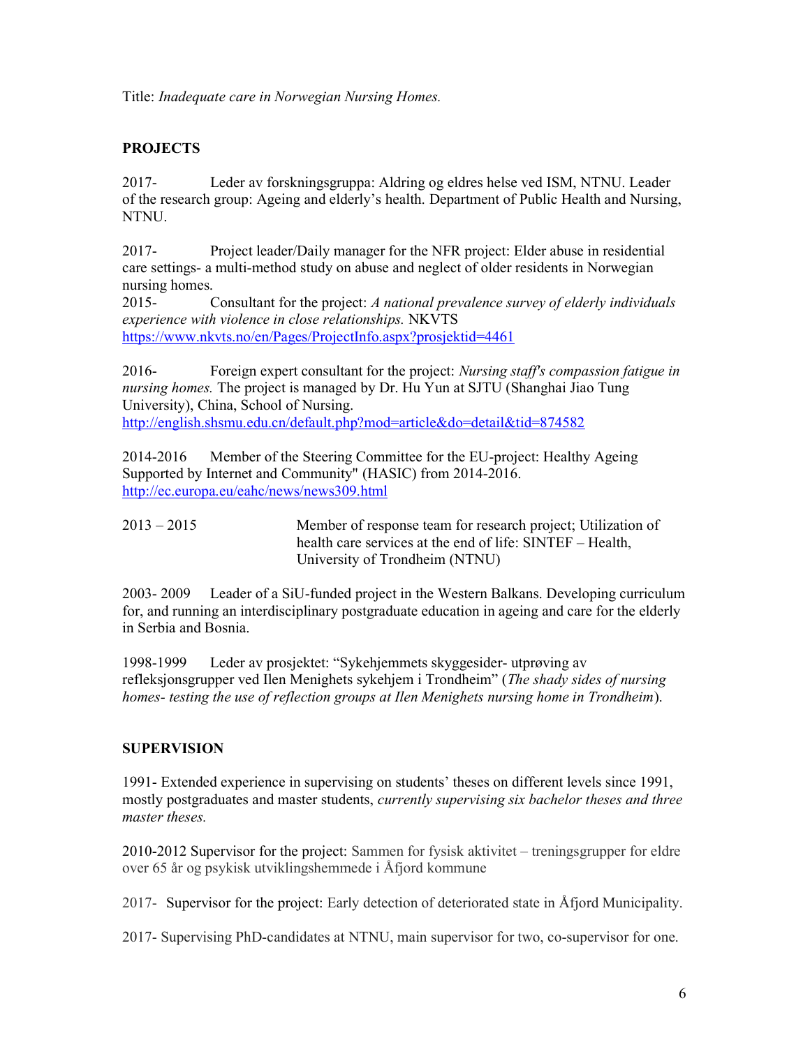Title: *Inadequate care in Norwegian Nursing Homes.*

## PROJECTS

2017- Leder av forskningsgruppa: Aldring og eldres helse ved ISM, NTNU. Leader of the research group: Ageing and elderly's health. Department of Public Health and Nursing, NTNU.

2017- Project leader/Daily manager for the NFR project: Elder abuse in residential care settings- a multi-method study on abuse and neglect of older residents in Norwegian nursing homes.

2015- Consultant for the project: *A national prevalence survey of elderly individuals experience with violence in close relationships.* NKVTS https://www.nkvts.no/en/Pages/ProjectInfo.aspx?prosjektid=4461

2016- Foreign expert consultant for the project: *Nursing staff's compassion fatigue in nursing homes.* The project is managed by Dr. Hu Yun at SJTU (Shanghai Jiao Tung University), China, School of Nursing. http://english.shsmu.edu.cn/default.php?mod=article&do=detail&tid=874582

2014-2016 Member of the Steering Committee for the EU-project: Healthy Ageing Supported by Internet and Community" (HASIC) from 2014-2016. http://ec.europa.eu/eahc/news/news309.html

2013 – 2015 Member of response team for research project; Utilization of health care services at the end of life: SINTEF – Health, University of Trondheim (NTNU)

2003- 2009 Leader of a SiU-funded project in the Western Balkans. Developing curriculum for, and running an interdisciplinary postgraduate education in ageing and care for the elderly in Serbia and Bosnia.

1998-1999 Leder av prosjektet: "Sykehjemmets skyggesider- utprøving av refleksjonsgrupper ved Ilen Menighets sykehjem i Trondheim" (*The shady sides of nursing homes- testing the use of reflection groups at Ilen Menighets nursing home in Trondheim*).

## SUPERVISION

1991- Extended experience in supervising on students' theses on different levels since 1991, mostly postgraduates and master students, *currently supervising six bachelor theses and three master theses.*

2010-2012 Supervisor for the project: Sammen for fysisk aktivitet – treningsgrupper for eldre over 65 år og psykisk utviklingshemmede i Åfjord kommune

2017- Supervisor for the project: Early detection of deteriorated state in Åfjord Municipality.

2017- Supervising PhD-candidates at NTNU, main supervisor for two, co-supervisor for one.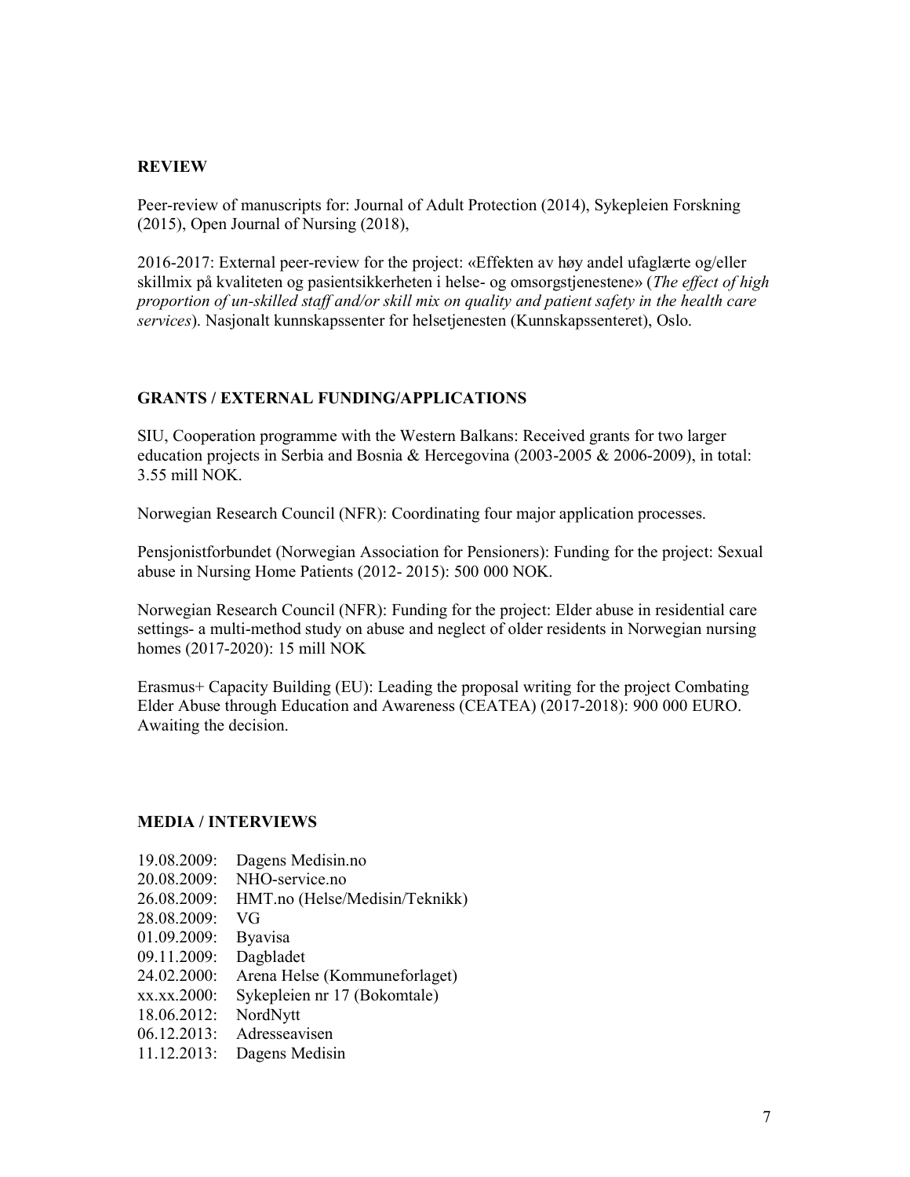## REVIEW

Peer-review of manuscripts for: Journal of Adult Protection (2014), Sykepleien Forskning (2015), Open Journal of Nursing (2018),

2016-2017: External peer-review for the project: «Effekten av høy andel ufaglærte og/eller skillmix på kvaliteten og pasientsikkerheten i helse- og omsorgstjenestene» (*The effect of high proportion of un-skilled staff and/or skill mix on quality and patient safety in the health care services*). Nasjonalt kunnskapssenter for helsetjenesten (Kunnskapssenteret), Oslo.

## GRANTS / EXTERNAL FUNDING/APPLICATIONS

SIU, Cooperation programme with the Western Balkans: Received grants for two larger education projects in Serbia and Bosnia & Hercegovina (2003-2005 & 2006-2009), in total: 3.55 mill NOK.

Norwegian Research Council (NFR): Coordinating four major application processes.

Pensjonistforbundet (Norwegian Association for Pensioners): Funding for the project: Sexual abuse in Nursing Home Patients (2012- 2015): 500 000 NOK.

Norwegian Research Council (NFR): Funding for the project: Elder abuse in residential care settings- a multi-method study on abuse and neglect of older residents in Norwegian nursing homes (2017-2020): 15 mill NOK

Erasmus+ Capacity Building (EU): Leading the proposal writing for the project Combating Elder Abuse through Education and Awareness (CEATEA) (2017-2018): 900 000 EURO. Awaiting the decision.

## MEDIA / INTERVIEWS

19.08.2009: Dagens Medisin.no
20.08.2009: NHO-service.no
26.08.2009: HMT.no (Helse/Medisin/Teknikk)
28.08.2009: VG
01.09.2009: Byavisa
09.11.2009: Dagbladet
24.02.2000: Arena Helse (Kommuneforlaget)
xx.xx.2000: Sykepleien nr 17 (Bokomtale)
18.06.2012: NordNytt
06.12.2013: Adresseavisen
11.12.2013: Dagens Medisin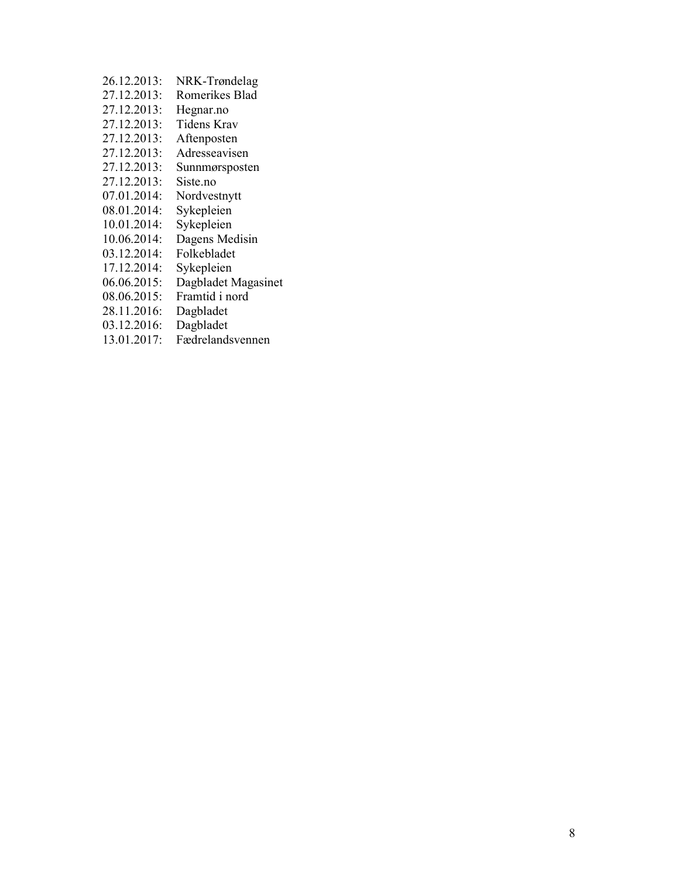26.12.2013: NRK-Trøndelag  
27.12.2013: Romerikes Blad  
27.12.2013: Hegnar.no  
27.12.2013: Tidens Krav  
27.12.2013: Aftenposten  
27.12.2013: Adresseavisen  
27.12.2013: Sunnmørsposten  
27.12.2013: Siste.no  
07.01.2014: Nordvestnytt  
08.01.2014: Sykepleien  
10.01.2014: Sykepleien  
10.06.2014: Dagens Medisin  
03.12.2014: Folkebladet  
17.12.2014: Sykepleien  
06.06.2015: Dagbladet Magasinet  
08.06.2015: Framtid i nord  
28.11.2016: Dagbladet  
03.12.2016: Dagbladet  
13.01.2017: Fædrelandsvennen